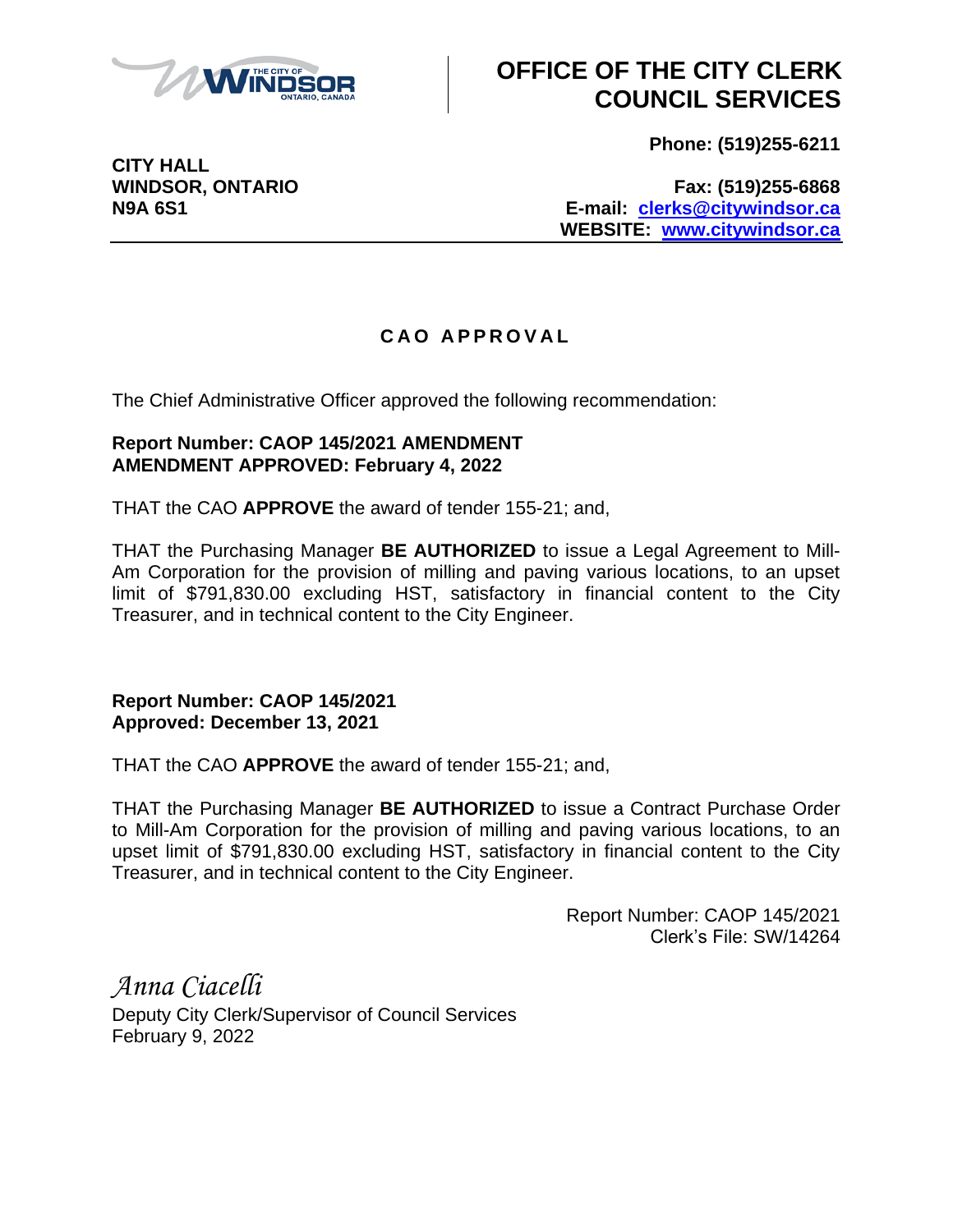# OFFICE OF THE CITY CLERK COUNCIL SERVICES

**CITY HALL**
**WINDSOR, ONTARIO**
**N9A 6S1**

**Phone: (519)255-6211**

**Fax: (519)255-6868**
**E-mail: clerks@citywindsor.ca**
**WEBSITE: www.citywindsor.ca**

## C A O  A P P R O V A L

The Chief Administrative Officer approved the following recommendation:

**Report Number: CAOP 145/2021 AMENDMENT**
**AMENDMENT APPROVED: February 4, 2022**

THAT the CAO **APPROVE** the award of tender 155-21; and,

THAT the Purchasing Manager **BE AUTHORIZED** to issue a Legal Agreement to Mill-Am Corporation for the provision of milling and paving various locations, to an upset limit of $791,830.00 excluding HST, satisfactory in financial content to the City Treasurer, and in technical content to the City Engineer.

**Report Number: CAOP 145/2021**
**Approved: December 13, 2021**

THAT the CAO **APPROVE** the award of tender 155-21; and,

THAT the Purchasing Manager **BE AUTHORIZED** to issue a Contract Purchase Order to Mill-Am Corporation for the provision of milling and paving various locations, to an upset limit of $791,830.00 excluding HST, satisfactory in financial content to the City Treasurer, and in technical content to the City Engineer.

Report Number: CAOP 145/2021
Clerk's File: SW/14264

*Anna Ciacelli*
Deputy City Clerk/Supervisor of Council Services
February 9, 2022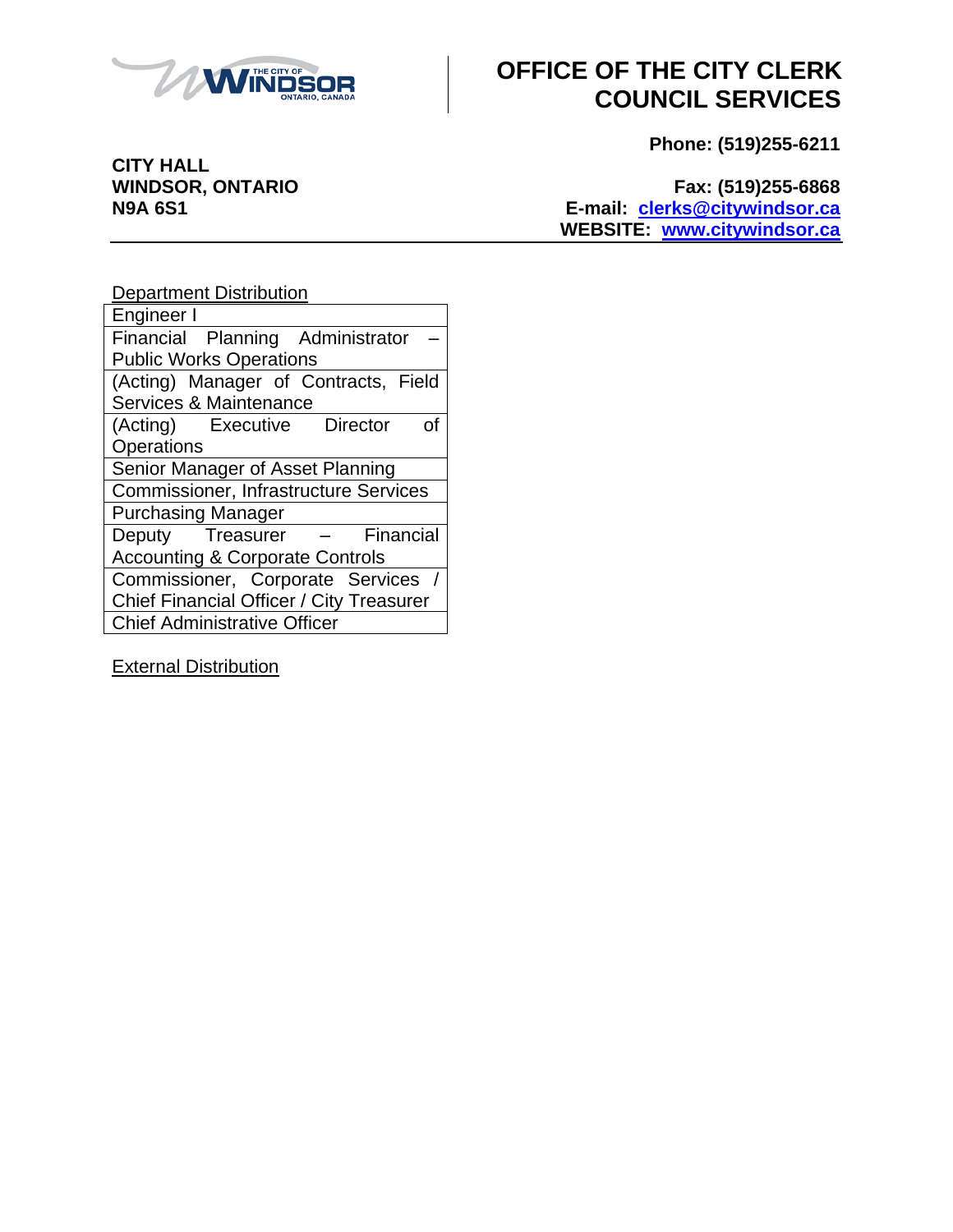# OFFICE OF THE CITY CLERK
# COUNCIL SERVICES

**Phone: (519)255-6211**

**CITY HALL**
**WINDSOR, ONTARIO**
**N9A 6S1**

**Fax: (519)255-6868**
**E-mail: clerks@citywindsor.ca**
**WEBSITE: www.citywindsor.ca**

Department Distribution

| |
|---|
| Engineer I |
| Financial Planning Administrator – Public Works Operations |
| (Acting) Manager of Contracts, Field Services & Maintenance |
| (Acting) Executive Director of Operations |
| Senior Manager of Asset Planning |
| Commissioner, Infrastructure Services |
| Purchasing Manager |
| Deputy Treasurer – Financial Accounting & Corporate Controls |
| Commissioner, Corporate Services / Chief Financial Officer / City Treasurer |
| Chief Administrative Officer |

External Distribution